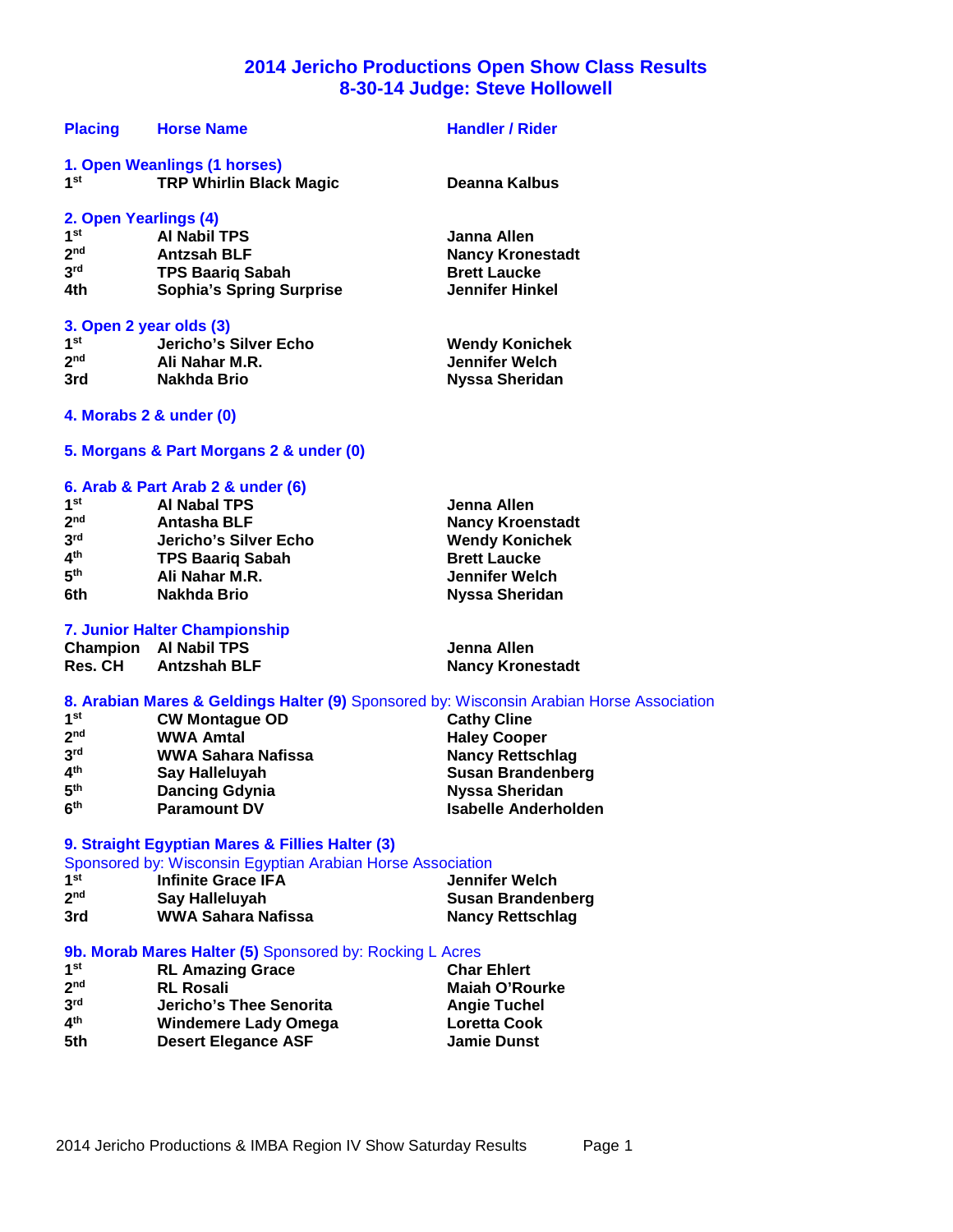# 2014 Jericho Productions Open Show Class Results
## 8-30-14 Judge: Steve Hollowell

| Placing | Horse Name | Handler / Rider |
|---|---|---|

**1. Open Weanlings (1 horses)**

| | | |
|---|---|---|
| 1st | TRP Whirlin Black Magic | Deanna Kalbus |

**2. Open Yearlings (4)**

| | | |
|---|---|---|
| 1st | Al Nabil TPS | Janna Allen |
| 2nd | Antzsah BLF | Nancy Kronestadt |
| 3rd | TPS Baariq Sabah | Brett Laucke |
| 4th | Sophia's Spring Surprise | Jennifer Hinkel |

**3. Open 2 year olds (3)**

| | | |
|---|---|---|
| 1st | Jericho's Silver Echo | Wendy Konichek |
| 2nd | Ali Nahar M.R. | Jennifer Welch |
| 3rd | Nakhda Brio | Nyssa Sheridan |

**4. Morabs 2 & under (0)**

**5. Morgans & Part Morgans 2 & under (0)**

**6. Arab & Part Arab 2 & under (6)**

| | | |
|---|---|---|
| 1st | Al Nabal TPS | Jenna Allen |
| 2nd | Antasha BLF | Nancy Kroenstadt |
| 3rd | Jericho's Silver Echo | Wendy Konichek |
| 4th | TPS Baariq Sabah | Brett Laucke |
| 5th | Ali Nahar M.R. | Jennifer Welch |
| 6th | Nakhda Brio | Nyssa Sheridan |

**7. Junior Halter Championship**

| | | |
|---|---|---|
| Champion | Al Nabil TPS | Jenna Allen |
| Res. CH | Antzshah BLF | Nancy Kronestadt |

**8. Arabian Mares & Geldings Halter (9)** Sponsored by: Wisconsin Arabian Horse Association

| | | |
|---|---|---|
| 1st | CW Montague OD | Cathy Cline |
| 2nd | WWA Amtal | Haley Cooper |
| 3rd | WWA Sahara Nafissa | Nancy Rettschlag |
| 4th | Say Halleluyah | Susan Brandenberg |
| 5th | Dancing Gdynia | Nyssa Sheridan |
| 6th | Paramount DV | Isabelle Anderholden |

**9. Straight Egyptian Mares & Fillies Halter (3)**
Sponsored by: Wisconsin Egyptian Arabian Horse Association

| | | |
|---|---|---|
| 1st | Infinite Grace IFA | Jennifer Welch |
| 2nd | Say Halleluyah | Susan Brandenberg |
| 3rd | WWA Sahara Nafissa | Nancy Rettschlag |

**9b. Morab Mares Halter (5)** Sponsored by: Rocking L Acres

| | | |
|---|---|---|
| 1st | RL Amazing Grace | Char Ehlert |
| 2nd | RL Rosali | Maiah O'Rourke |
| 3rd | Jericho's Thee Senorita | Angie Tuchel |
| 4th | Windemere Lady Omega | Loretta Cook |
| 5th | Desert Elegance ASF | Jamie Dunst |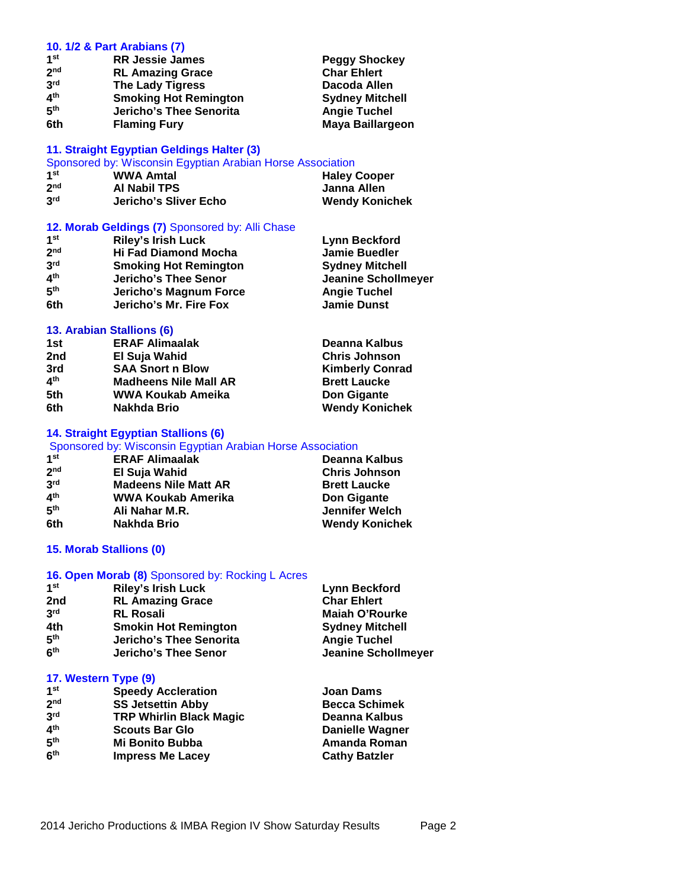### 10. 1/2 & Part Arabians (7)

| | | |
|---|---|---|
| 1st | RR Jessie James | Peggy Shockey |
| 2nd | RL Amazing Grace | Char Ehlert |
| 3rd | The Lady Tigress | Dacoda Allen |
| 4th | Smoking Hot Remington | Sydney Mitchell |
| 5th | Jericho's Thee Senorita | Angie Tuchel |
| 6th | Flaming Fury | Maya Baillargeon |

### 11. Straight Egyptian Geldings Halter (3)

Sponsored by: Wisconsin Egyptian Arabian Horse Association

| | | |
|---|---|---|
| 1st | WWA Amtal | Haley Cooper |
| 2nd | Al Nabil TPS | Janna Allen |
| 3rd | Jericho's Sliver Echo | Wendy Konichek |

### 12. Morab Geldings (7) Sponsored by: Alli Chase

| | | |
|---|---|---|
| 1st | Riley's Irish Luck | Lynn Beckford |
| 2nd | Hi Fad Diamond Mocha | Jamie Buedler |
| 3rd | Smoking Hot Remington | Sydney Mitchell |
| 4th | Jericho's Thee Senor | Jeanine Schollmeyer |
| 5th | Jericho's Magnum Force | Angie Tuchel |
| 6th | Jericho's Mr. Fire Fox | Jamie Dunst |

### 13. Arabian Stallions (6)

| | | |
|---|---|---|
| 1st | ERAF Alimaalak | Deanna Kalbus |
| 2nd | El Suja Wahid | Chris Johnson |
| 3rd | SAA Snort n Blow | Kimberly Conrad |
| 4th | Madheens Nile Mall AR | Brett Laucke |
| 5th | WWA Koukab Ameika | Don Gigante |
| 6th | Nakhda Brio | Wendy Konichek |

### 14. Straight Egyptian Stallions (6)

Sponsored by: Wisconsin Egyptian Arabian Horse Association

| | | |
|---|---|---|
| 1st | ERAF Alimaalak | Deanna Kalbus |
| 2nd | El Suja Wahid | Chris Johnson |
| 3rd | Madeens Nile Matt AR | Brett Laucke |
| 4th | WWA Koukab Amerika | Don Gigante |
| 5th | Ali Nahar M.R. | Jennifer Welch |
| 6th | Nakhda Brio | Wendy Konichek |

### 15. Morab Stallions (0)

### 16. Open Morab (8) Sponsored by: Rocking L Acres

| | | |
|---|---|---|
| 1st | Riley's Irish Luck | Lynn Beckford |
| 2nd | RL Amazing Grace | Char Ehlert |
| 3rd | RL Rosali | Maiah O'Rourke |
| 4th | Smokin Hot Remington | Sydney Mitchell |
| 5th | Jericho's Thee Senorita | Angie Tuchel |
| 6th | Jericho's Thee Senor | Jeanine Schollmeyer |

### 17. Western Type (9)

| | | |
|---|---|---|
| 1st | Speedy Accleration | Joan Dams |
| 2nd | SS Jetsettin Abby | Becca Schimek |
| 3rd | TRP Whirlin Black Magic | Deanna Kalbus |
| 4th | Scouts Bar Glo | Danielle Wagner |
| 5th | Mi Bonito Bubba | Amanda Roman |
| 6th | Impress Me Lacey | Cathy Batzler |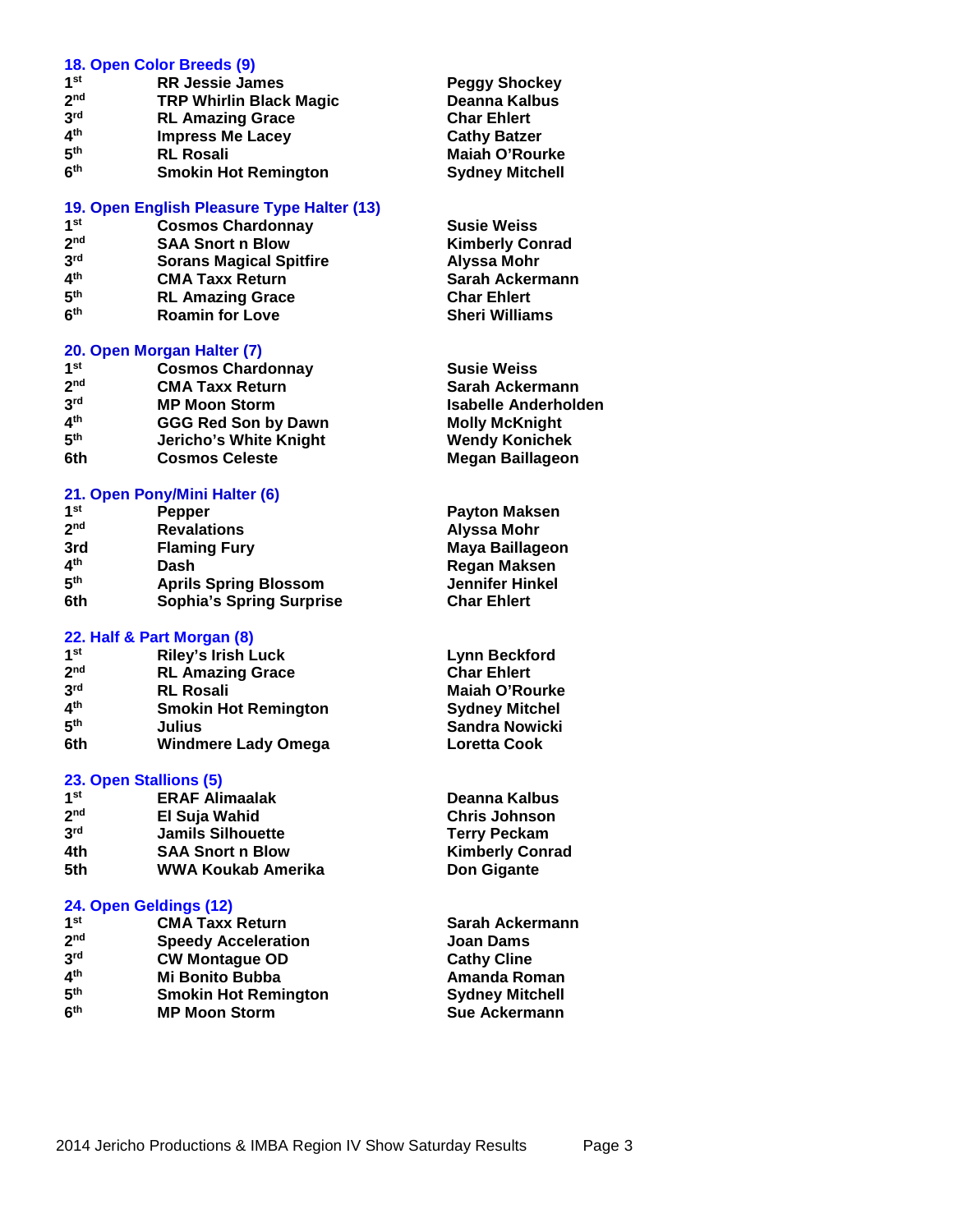### 18. Open Color Breeds (9)

| | | |
|---|---|---|
| 1st | RR Jessie James | Peggy Shockey |
| 2nd | TRP Whirlin Black Magic | Deanna Kalbus |
| 3rd | RL Amazing Grace | Char Ehlert |
| 4th | Impress Me Lacey | Cathy Batzer |
| 5th | RL Rosali | Maiah O'Rourke |
| 6th | Smokin Hot Remington | Sydney Mitchell |

### 19. Open English Pleasure Type Halter (13)

| | | |
|---|---|---|
| 1st | Cosmos Chardonnay | Susie Weiss |
| 2nd | SAA Snort n Blow | Kimberly Conrad |
| 3rd | Sorans Magical Spitfire | Alyssa Mohr |
| 4th | CMA Taxx Return | Sarah Ackermann |
| 5th | RL Amazing Grace | Char Ehlert |
| 6th | Roamin for Love | Sheri Williams |

### 20. Open Morgan Halter (7)

| | | |
|---|---|---|
| 1st | Cosmos Chardonnay | Susie Weiss |
| 2nd | CMA Taxx Return | Sarah Ackermann |
| 3rd | MP Moon Storm | Isabelle Anderholden |
| 4th | GGG Red Son by Dawn | Molly McKnight |
| 5th | Jericho's White Knight | Wendy Konichek |
| 6th | Cosmos Celeste | Megan Baillageon |

### 21. Open Pony/Mini Halter (6)

| | | |
|---|---|---|
| 1st | Pepper | Payton Maksen |
| 2nd | Revalations | Alyssa Mohr |
| 3rd | Flaming Fury | Maya Baillageon |
| 4th | Dash | Regan Maksen |
| 5th | Aprils Spring Blossom | Jennifer Hinkel |
| 6th | Sophia's Spring Surprise | Char Ehlert |

### 22. Half & Part Morgan (8)

| | | |
|---|---|---|
| 1st | Riley's Irish Luck | Lynn Beckford |
| 2nd | RL Amazing Grace | Char Ehlert |
| 3rd | RL Rosali | Maiah O'Rourke |
| 4th | Smokin Hot Remington | Sydney Mitchel |
| 5th | Julius | Sandra Nowicki |
| 6th | Windmere Lady Omega | Loretta Cook |

### 23. Open Stallions (5)

| | | |
|---|---|---|
| 1st | ERAF Alimaalak | Deanna Kalbus |
| 2nd | El Suja Wahid | Chris Johnson |
| 3rd | Jamils Silhouette | Terry Peckam |
| 4th | SAA Snort n Blow | Kimberly Conrad |
| 5th | WWA Koukab Amerika | Don Gigante |

### 24. Open Geldings (12)

| | | |
|---|---|---|
| 1st | CMA Taxx Return | Sarah Ackermann |
| 2nd | Speedy Acceleration | Joan Dams |
| 3rd | CW Montague OD | Cathy Cline |
| 4th | Mi Bonito Bubba | Amanda Roman |
| 5th | Smokin Hot Remington | Sydney Mitchell |
| 6th | MP Moon Storm | Sue Ackermann |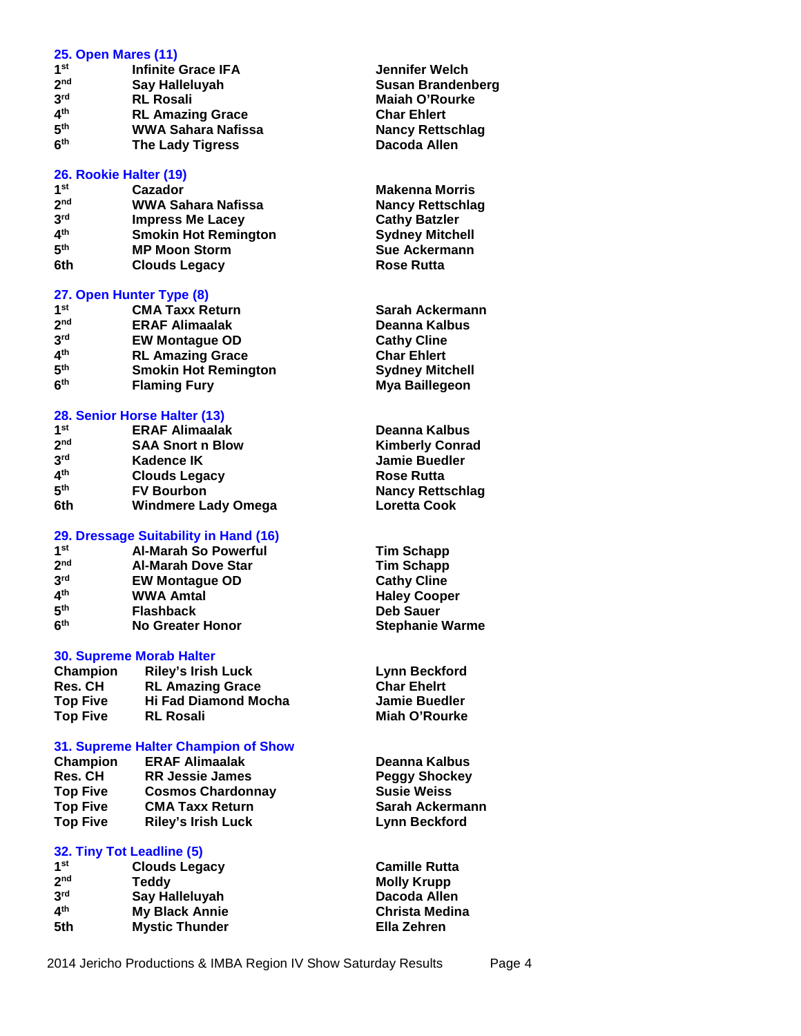### 25. Open Mares (11)

| | | |
|---|---|---|
| 1st | Infinite Grace IFA | Jennifer Welch |
| 2nd | Say Halleluyah | Susan Brandenberg |
| 3rd | RL Rosali | Maiah O'Rourke |
| 4th | RL Amazing Grace | Char Ehlert |
| 5th | WWA Sahara Nafissa | Nancy Rettschlag |
| 6th | The Lady Tigress | Dacoda Allen |

### 26. Rookie Halter (19)

| | | |
|---|---|---|
| 1st | Cazador | Makenna Morris |
| 2nd | WWA Sahara Nafissa | Nancy Rettschlag |
| 3rd | Impress Me Lacey | Cathy Batzler |
| 4th | Smokin Hot Remington | Sydney Mitchell |
| 5th | MP Moon Storm | Sue Ackermann |
| 6th | Clouds Legacy | Rose Rutta |

### 27. Open Hunter Type (8)

| | | |
|---|---|---|
| 1st | CMA Taxx Return | Sarah Ackermann |
| 2nd | ERAF Alimaalak | Deanna Kalbus |
| 3rd | EW Montague OD | Cathy Cline |
| 4th | RL Amazing Grace | Char Ehlert |
| 5th | Smokin Hot Remington | Sydney Mitchell |
| 6th | Flaming Fury | Mya Baillegeon |

### 28. Senior Horse Halter (13)

| | | |
|---|---|---|
| 1st | ERAF Alimaalak | Deanna Kalbus |
| 2nd | SAA Snort n Blow | Kimberly Conrad |
| 3rd | Kadence IK | Jamie Buedler |
| 4th | Clouds Legacy | Rose Rutta |
| 5th | FV Bourbon | Nancy Rettschlag |
| 6th | Windmere Lady Omega | Loretta Cook |

### 29. Dressage Suitability in Hand (16)

| | | |
|---|---|---|
| 1st | Al-Marah So Powerful | Tim Schapp |
| 2nd | Al-Marah Dove Star | Tim Schapp |
| 3rd | EW Montague OD | Cathy Cline |
| 4th | WWA Amtal | Haley Cooper |
| 5th | Flashback | Deb Sauer |
| 6th | No Greater Honor | Stephanie Warme |

### 30. Supreme Morab Halter

| | | |
|---|---|---|
| Champion | Riley's Irish Luck | Lynn Beckford |
| Res. CH | RL Amazing Grace | Char Ehelrt |
| Top Five | Hi Fad Diamond Mocha | Jamie Buedler |
| Top Five | RL Rosali | Miah O'Rourke |

### 31. Supreme Halter Champion of Show

| | | |
|---|---|---|
| Champion | ERAF Alimaalak | Deanna Kalbus |
| Res. CH | RR Jessie James | Peggy Shockey |
| Top Five | Cosmos Chardonnay | Susie Weiss |
| Top Five | CMA Taxx Return | Sarah Ackermann |
| Top Five | Riley's Irish Luck | Lynn Beckford |

### 32. Tiny Tot Leadline (5)

| | | |
|---|---|---|
| 1st | Clouds Legacy | Camille Rutta |
| 2nd | Teddy | Molly Krupp |
| 3rd | Say Halleluyah | Dacoda Allen |
| 4th | My Black Annie | Christa Medina |
| 5th | Mystic Thunder | Ella Zehren |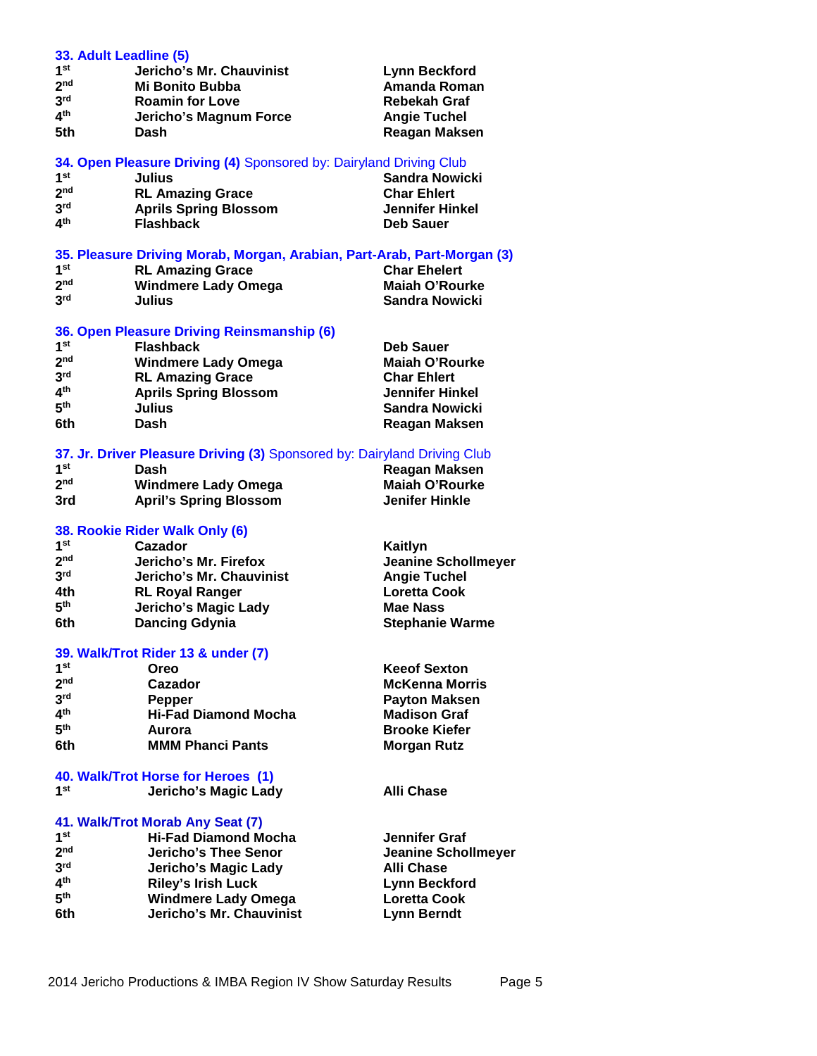### 33. Adult Leadline (5)

| | | |
|---|---|---|
| 1st | Jericho's Mr. Chauvinist | Lynn Beckford |
| 2nd | Mi Bonito Bubba | Amanda Roman |
| 3rd | Roamin for Love | Rebekah Graf |
| 4th | Jericho's Magnum Force | Angie Tuchel |
| 5th | Dash | Reagan Maksen |

### 34. Open Pleasure Driving (4) Sponsored by: Dairyland Driving Club

| | | |
|---|---|---|
| 1st | Julius | Sandra Nowicki |
| 2nd | RL Amazing Grace | Char Ehlert |
| 3rd | Aprils Spring Blossom | Jennifer Hinkel |
| 4th | Flashback | Deb Sauer |

### 35. Pleasure Driving Morab, Morgan, Arabian, Part-Arab, Part-Morgan (3)

| | | |
|---|---|---|
| 1st | RL Amazing Grace | Char Ehelert |
| 2nd | Windmere Lady Omega | Maiah O'Rourke |
| 3rd | Julius | Sandra Nowicki |

### 36. Open Pleasure Driving Reinsmanship (6)

| | | |
|---|---|---|
| 1st | Flashback | Deb Sauer |
| 2nd | Windmere Lady Omega | Maiah O'Rourke |
| 3rd | RL Amazing Grace | Char Ehlert |
| 4th | Aprils Spring Blossom | Jennifer Hinkel |
| 5th | Julius | Sandra Nowicki |
| 6th | Dash | Reagan Maksen |

### 37. Jr. Driver Pleasure Driving (3) Sponsored by: Dairyland Driving Club

| | | |
|---|---|---|
| 1st | Dash | Reagan Maksen |
| 2nd | Windmere Lady Omega | Maiah O'Rourke |
| 3rd | April's Spring Blossom | Jenifer Hinkle |

### 38. Rookie Rider Walk Only (6)

| | | |
|---|---|---|
| 1st | Cazador | Kaitlyn |
| 2nd | Jericho's Mr. Firefox | Jeanine Schollmeyer |
| 3rd | Jericho's Mr. Chauvinist | Angie Tuchel |
| 4th | RL Royal Ranger | Loretta Cook |
| 5th | Jericho's Magic Lady | Mae Nass |
| 6th | Dancing Gdynia | Stephanie Warme |

### 39. Walk/Trot Rider 13 & under (7)

| | | |
|---|---|---|
| 1st | Oreo | Keeof Sexton |
| 2nd | Cazador | McKenna Morris |
| 3rd | Pepper | Payton Maksen |
| 4th | Hi-Fad Diamond Mocha | Madison Graf |
| 5th | Aurora | Brooke Kiefer |
| 6th | MMM Phanci Pants | Morgan Rutz |

### 40. Walk/Trot Horse for Heroes (1)

| | | |
|---|---|---|
| 1st | Jericho's Magic Lady | Alli Chase |

### 41. Walk/Trot Morab Any Seat (7)

| | | |
|---|---|---|
| 1st | Hi-Fad Diamond Mocha | Jennifer Graf |
| 2nd | Jericho's Thee Senor | Jeanine Schollmeyer |
| 3rd | Jericho's Magic Lady | Alli Chase |
| 4th | Riley's Irish Luck | Lynn Beckford |
| 5th | Windmere Lady Omega | Loretta Cook |
| 6th | Jericho's Mr. Chauvinist | Lynn Berndt |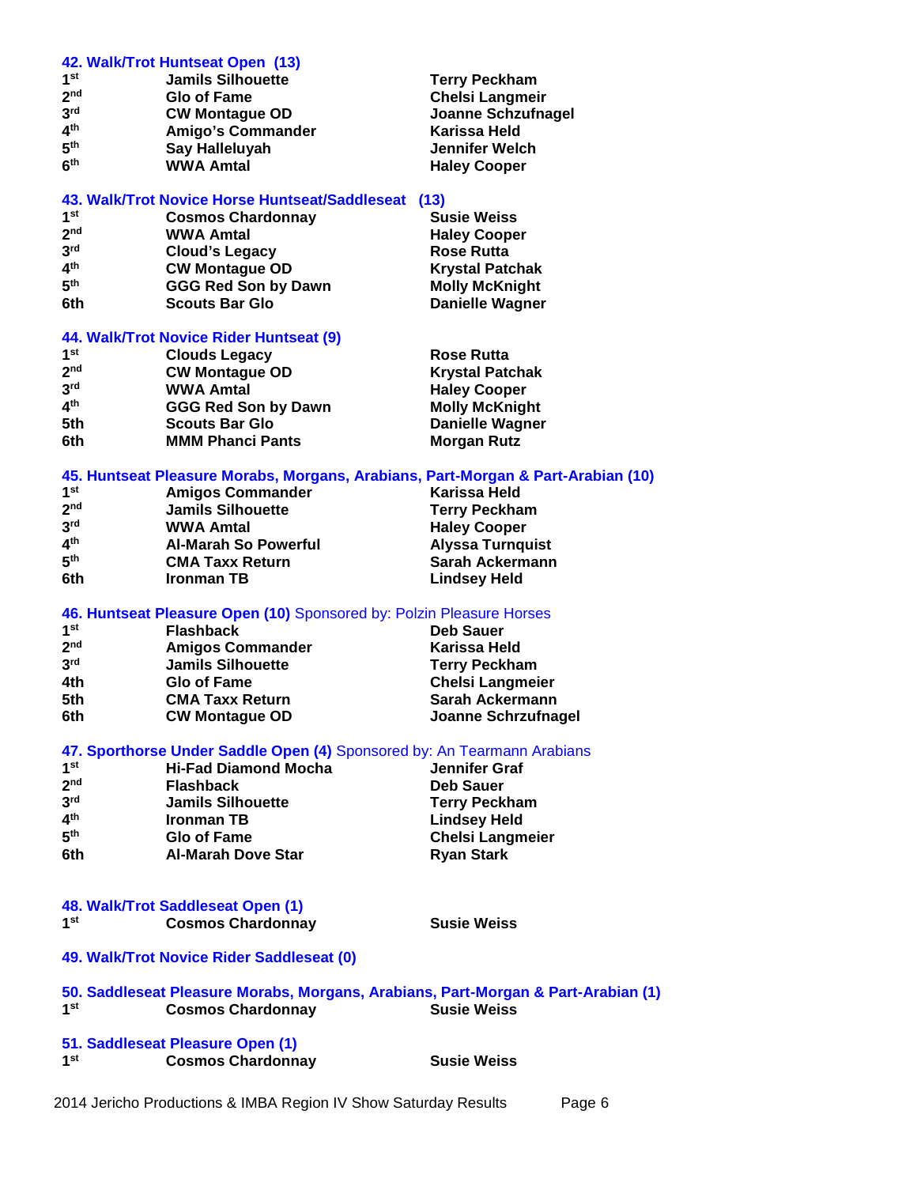### 42. Walk/Trot Huntseat Open (13)

| | | |
|---|---|---|
| 1st | Jamils Silhouette | Terry Peckham |
| 2nd | Glo of Fame | Chelsi Langmeir |
| 3rd | CW Montague OD | Joanne Schzufnagel |
| 4th | Amigo's Commander | Karissa Held |
| 5th | Say Halleluyah | Jennifer Welch |
| 6th | WWA Amtal | Haley Cooper |

### 43. Walk/Trot Novice Horse Huntseat/Saddleseat (13)

| | | |
|---|---|---|
| 1st | Cosmos Chardonnay | Susie Weiss |
| 2nd | WWA Amtal | Haley Cooper |
| 3rd | Cloud's Legacy | Rose Rutta |
| 4th | CW Montage OD | Krystal Patchak |
| 5th | GGG Red Son by Dawn | Molly McKnight |
| 6th | Scouts Bar Glo | Danielle Wagner |

### 44. Walk/Trot Novice Rider Huntseat (9)

| | | |
|---|---|---|
| 1st | Clouds Legacy | Rose Rutta |
| 2nd | CW Montage OD | Krystal Patchak |
| 3rd | WWA Amtal | Haley Cooper |
| 4th | GGG Red Son by Dawn | Molly McKnight |
| 5th | Scouts Bar Glo | Danielle Wagner |
| 6th | MMM Phanci Pants | Morgan Rutz |

### 45. Huntseat Pleasure Morabs, Morgans, Arabians, Part-Morgan & Part-Arabian (10)

| | | |
|---|---|---|
| 1st | Amigos Commander | Karissa Held |
| 2nd | Jamils Silhouette | Terry Peckham |
| 3rd | WWA Amtal | Haley Cooper |
| 4th | Al-Marah So Powerful | Alyssa Turnquist |
| 5th | CMA Taxx Return | Sarah Ackermann |
| 6th | Ironman TB | Lindsey Held |

### 46. Huntseat Pleasure Open (10) Sponsored by: Polzin Pleasure Horses

| | | |
|---|---|---|
| 1st | Flashback | Deb Sauer |
| 2nd | Amigos Commander | Karissa Held |
| 3rd | Jamils Silhouette | Terry Peckham |
| 4th | Glo of Fame | Chelsi Langmeier |
| 5th | CMA Taxx Return | Sarah Ackermann |
| 6th | CW Montague OD | Joanne Schrzufnagel |

### 47. Sporthorse Under Saddle Open (4) Sponsored by: An Tearmann Arabians

| | | |
|---|---|---|
| 1st | Hi-Fad Diamond Mocha | Jennifer Graf |
| 2nd | Flashback | Deb Sauer |
| 3rd | Jamils Silhouette | Terry Peckham |
| 4th | Ironman TB | Lindsey Held |
| 5th | Glo of Fame | Chelsi Langmeier |
| 6th | Al-Marah Dove Star | Ryan Stark |

### 48. Walk/Trot Saddleseat Open (1)

| | | |
|---|---|---|
| 1st | Cosmos Chardonnay | Susie Weiss |

### 49. Walk/Trot Novice Rider Saddleseat (0)

### 50. Saddleseat Pleasure Morabs, Morgans, Arabians, Part-Morgan & Part-Arabian (1)

| | | |
|---|---|---|
| 1st | Cosmos Chardonnay | Susie Weiss |

### 51. Saddleseat Pleasure Open (1)

| | | |
|---|---|---|
| 1st | Cosmos Chardonnay | Susie Weiss |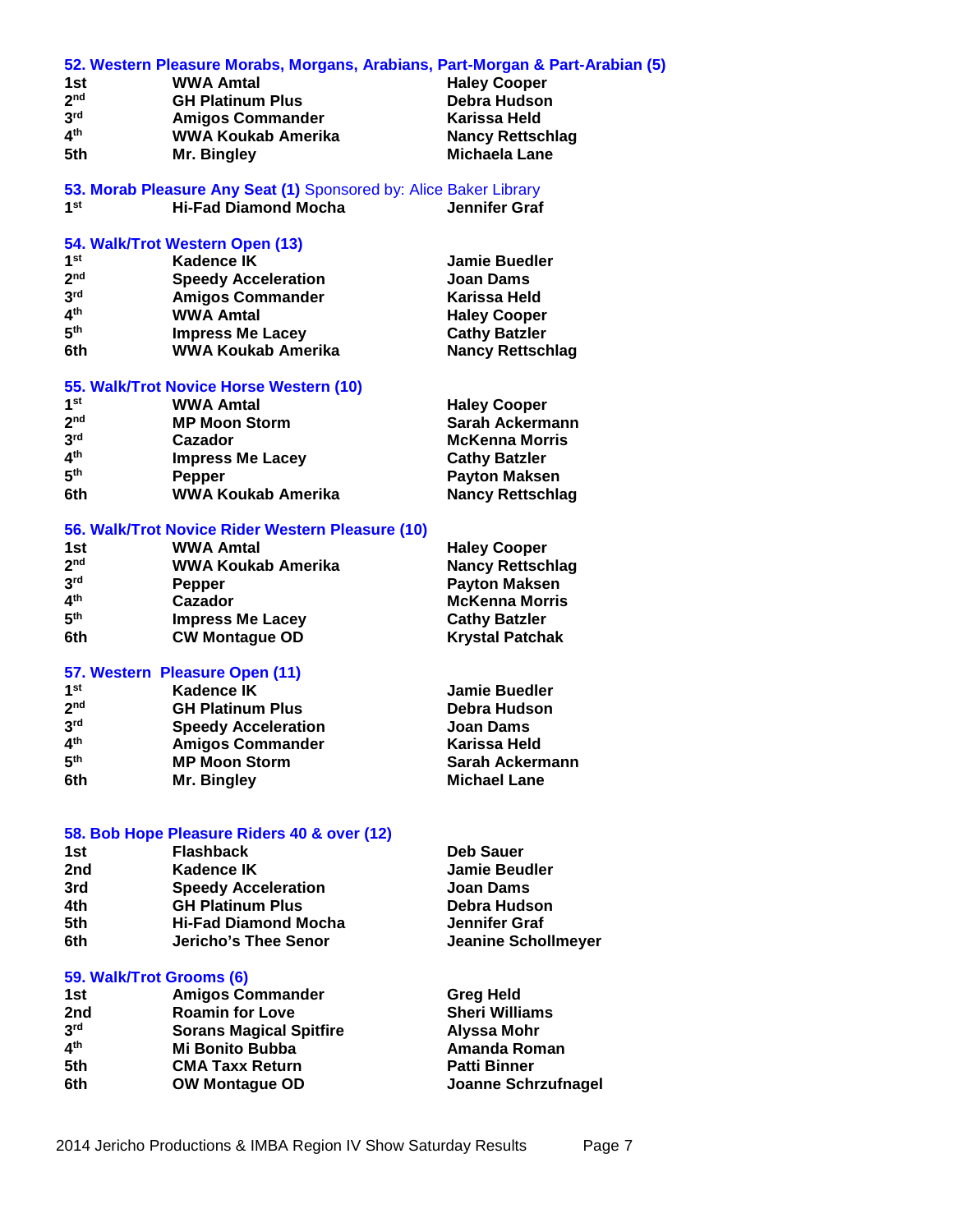### 52. Western Pleasure Morabs, Morgans, Arabians, Part-Morgan & Part-Arabian (5)

| | | |
|---|---|---|
| 1st | WWA Amtal | Haley Cooper |
| 2nd | GH Platinum Plus | Debra Hudson |
| 3rd | Amigos Commander | Karissa Held |
| 4th | WWA Koukab Amerika | Nancy Rettschlag |
| 5th | Mr. Bingley | Michaela Lane |

### 53. Morab Pleasure Any Seat (1) Sponsored by: Alice Baker Library

| | | |
|---|---|---|
| 1st | Hi-Fad Diamond Mocha | Jennifer Graf |

### 54. Walk/Trot Western Open (13)

| | | |
|---|---|---|
| 1st | Kadence IK | Jamie Buedler |
| 2nd | Speedy Acceleration | Joan Dams |
| 3rd | Amigos Commander | Karissa Held |
| 4th | WWA Amtal | Haley Cooper |
| 5th | Impress Me Lacey | Cathy Batzler |
| 6th | WWA Koukab Amerika | Nancy Rettschlag |

### 55. Walk/Trot Novice Horse Western (10)

| | | |
|---|---|---|
| 1st | WWA Amtal | Haley Cooper |
| 2nd | MP Moon Storm | Sarah Ackermann |
| 3rd | Cazador | McKenna Morris |
| 4th | Impress Me Lacey | Cathy Batzler |
| 5th | Pepper | Payton Maksen |
| 6th | WWA Koukab Amerika | Nancy Rettschlag |

### 56. Walk/Trot Novice Rider Western Pleasure (10)

| | | |
|---|---|---|
| 1st | WWA Amtal | Haley Cooper |
| 2nd | WWA Koukab Amerika | Nancy Rettschlag |
| 3rd | Pepper | Payton Maksen |
| 4th | Cazador | McKenna Morris |
| 5th | Impress Me Lacey | Cathy Batzler |
| 6th | CW Montague OD | Krystal Patchak |

### 57. Western Pleasure Open (11)

| | | |
|---|---|---|
| 1st | Kadence IK | Jamie Buedler |
| 2nd | GH Platinum Plus | Debra Hudson |
| 3rd | Speedy Acceleration | Joan Dams |
| 4th | Amigos Commander | Karissa Held |
| 5th | MP Moon Storm | Sarah Ackermann |
| 6th | Mr. Bingley | Michael Lane |

### 58. Bob Hope Pleasure Riders 40 & over (12)

| | | |
|---|---|---|
| 1st | Flashback | Deb Sauer |
| 2nd | Kadence IK | Jamie Beudler |
| 3rd | Speedy Acceleration | Joan Dams |
| 4th | GH Platinum Plus | Debra Hudson |
| 5th | Hi-Fad Diamond Mocha | Jennifer Graf |
| 6th | Jericho's Thee Senor | Jeanine Schollmeyer |

### 59. Walk/Trot Grooms (6)

| | | |
|---|---|---|
| 1st | Amigos Commander | Greg Held |
| 2nd | Roamin for Love | Sheri Williams |
| 3rd | Sorans Magical Spitfire | Alyssa Mohr |
| 4th | Mi Bonito Bubba | Amanda Roman |
| 5th | CMA Taxx Return | Patti Binner |
| 6th | OW Montague OD | Joanne Schrzufnagel |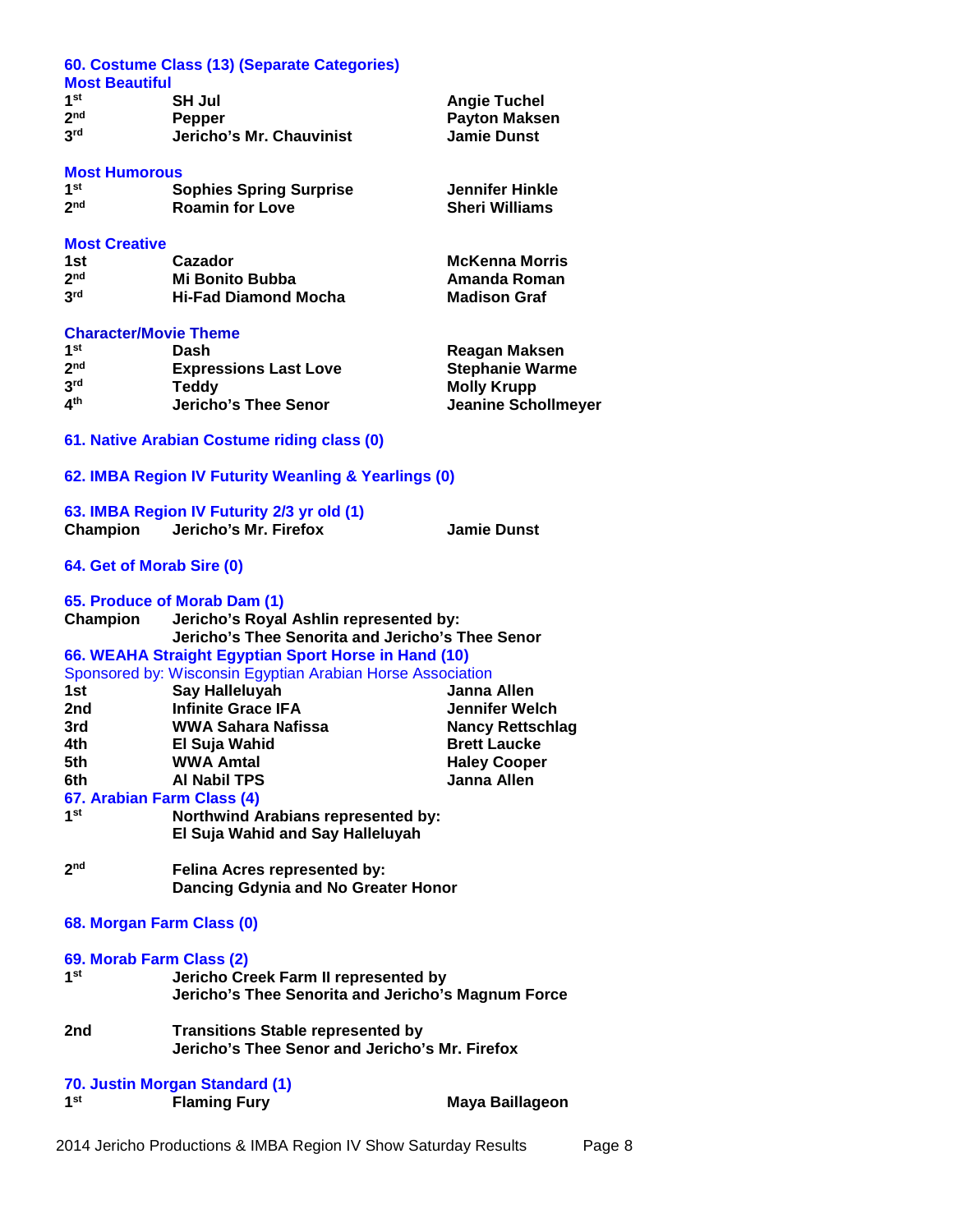### 60. Costume Class (13) (Separate Categories)

#### Most Beautiful

| | | |
|---|---|---|
| 1st | SH Jul | Angie Tuchel |
| 2nd | Pepper | Payton Maksen |
| 3rd | Jericho's Mr. Chauvinist | Jamie Dunst |

#### Most Humorous

| | | |
|---|---|---|
| 1st | Sophies Spring Surprise | Jennifer Hinkle |
| 2nd | Roamin for Love | Sheri Williams |

#### Most Creative

| | | |
|---|---|---|
| 1st | Cazador | McKenna Morris |
| 2nd | Mi Bonito Bubba | Amanda Roman |
| 3rd | Hi-Fad Diamond Mocha | Madison Graf |

#### Character/Movie Theme

| | | |
|---|---|---|
| 1st | Dash | Reagan Maksen |
| 2nd | Expressions Last Love | Stephanie Warme |
| 3rd | Teddy | Molly Krupp |
| 4th | Jericho's Thee Senor | Jeanine Schollmeyer |

### 61. Native Arabian Costume riding class (0)

### 62. IMBA Region IV Futurity Weanling & Yearlings (0)

### 63. IMBA Region IV Futurity 2/3 yr old (1)

| | | |
|---|---|---|
| Champion | Jericho's Mr. Firefox | Jamie Dunst |

### 64. Get of Morab Sire (0)

### 65. Produce of Morab Dam (1)

**Champion** Jericho's Royal Ashlin represented by:
Jericho's Thee Senorita and Jericho's Thee Senor

### 66. WEAHA Straight Egyptian Sport Horse in Hand (10)

Sponsored by: Wisconsin Egyptian Arabian Horse Association

| | | |
|---|---|---|
| 1st | Say Halleluyah | Janna Allen |
| 2nd | Infinite Grace IFA | Jennifer Welch |
| 3rd | WWA Sahara Nafissa | Nancy Rettschlag |
| 4th | El Suja Wahid | Brett Laucke |
| 5th | WWA Amtal | Haley Cooper |
| 6th | Al Nabil TPS | Janna Allen |

### 67. Arabian Farm Class (4)

**1st** Northwind Arabians represented by:
El Suja Wahid and Say Halleluyah

**2nd** Felina Acres represented by:
Dancing Gdynia and No Greater Honor

### 68. Morgan Farm Class (0)

### 69. Morab Farm Class (2)

**1st** Jericho Creek Farm II represented by
Jericho's Thee Senorita and Jericho's Magnum Force

**2nd** Transitions Stable represented by
Jericho's Thee Senor and Jericho's Mr. Firefox

### 70. Justin Morgan Standard (1)

| | | |
|---|---|---|
| 1st | Flaming Fury | Maya Baillageon |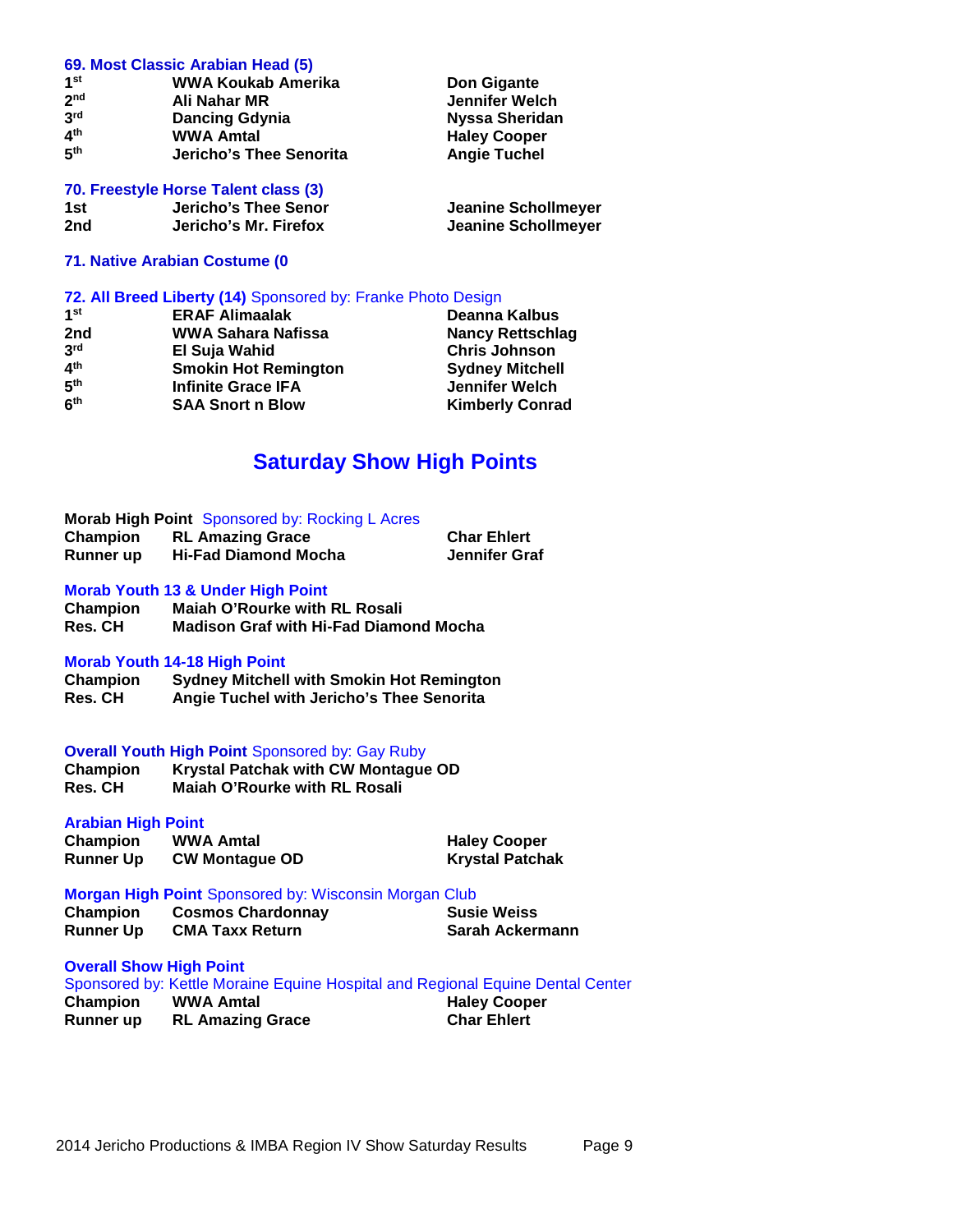### 69. Most Classic Arabian Head (5)

| | | |
|---|---|---|
| 1st | WWA Koukab Amerika | Don Gigante |
| 2nd | Ali Nahar MR | Jennifer Welch |
| 3rd | Dancing Gdynia | Nyssa Sheridan |
| 4th | WWA Amtal | Haley Cooper |
| 5th | Jericho's Thee Senorita | Angie Tuchel |

### 70. Freestyle Horse Talent class (3)

| | | |
|---|---|---|
| 1st | Jericho's Thee Senor | Jeanine Schollmeyer |
| 2nd | Jericho's Mr. Firefox | Jeanine Schollmeyer |

### 71. Native Arabian Costume (0

### 72. All Breed Liberty (14) Sponsored by: Franke Photo Design

| | | |
|---|---|---|
| 1st | ERAF Alimaalak | Deanna Kalbus |
| 2nd | WWA Sahara Nafissa | Nancy Rettschlag |
| 3rd | El Suja Wahid | Chris Johnson |
| 4th | Smokin Hot Remington | Sydney Mitchell |
| 5th | Infinite Grace IFA | Jennifer Welch |
| 6th | SAA Snort n Blow | Kimberly Conrad |

## Saturday Show High Points

**Morab High Point** Sponsored by: Rocking L Acres

| | | |
|---|---|---|
| Champion | RL Amazing Grace | Char Ehlert |
| Runner up | Hi-Fad Diamond Mocha | Jennifer Graf |

### Morab Youth 13 & Under High Point

| | |
|---|---|
| Champion | Maiah O'Rourke with RL Rosali |
| Res. CH | Madison Graf with Hi-Fad Diamond Mocha |

### Morab Youth 14-18 High Point

| | |
|---|---|
| Champion | Sydney Mitchell with Smokin Hot Remington |
| Res. CH | Angie Tuchel with Jericho's Thee Senorita |

### Overall Youth High Point Sponsored by: Gay Ruby

| | |
|---|---|
| Champion | Krystal Patchak with CW Montague OD |
| Res. CH | Maiah O'Rourke with RL Rosali |

### Arabian High Point

| | | |
|---|---|---|
| Champion | WWA Amtal | Haley Cooper |
| Runner Up | CW Montague OD | Krystal Patchak |

### Morgan High Point Sponsored by: Wisconsin Morgan Club

| | | |
|---|---|---|
| Champion | Cosmos Chardonnay | Susie Weiss |
| Runner Up | CMA Taxx Return | Sarah Ackermann |

### Overall Show High Point

Sponsored by: Kettle Moraine Equine Hospital and Regional Equine Dental Center

| | | |
|---|---|---|
| Champion | WWA Amtal | Haley Cooper |
| Runner up | RL Amazing Grace | Char Ehlert |